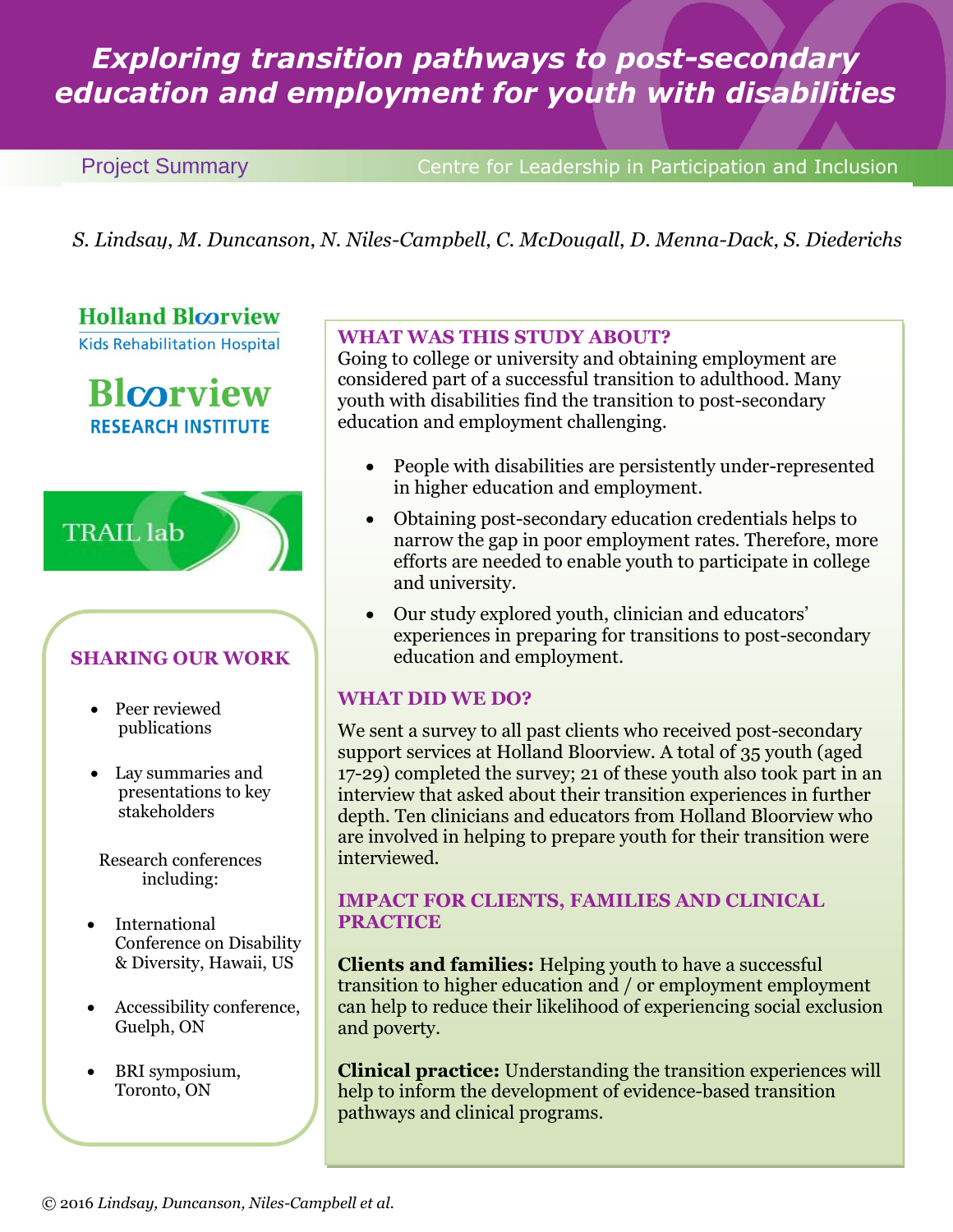# Exploring transition pathways to post-secondary education and employment for youth with disabilities

Project Summary

Centre for Leadership in Participation and Inclusion

*S. Lindsay, M. Duncanson, N. Niles-Campbell, C. McDougall, D. Menna-Dack, S. Diederichs*

Holland Bloorview
Kids Rehabilitation Hospital

Bloorview
RESEARCH INSTITUTE

TRAIL lab

## WHAT WAS THIS STUDY ABOUT?

Going to college or university and obtaining employment are considered part of a successful transition to adulthood. Many youth with disabilities find the transition to post-secondary education and employment challenging.

- People with disabilities are persistently under-represented in higher education and employment.
- Obtaining post-secondary education credentials helps to narrow the gap in poor employment rates. Therefore, more efforts are needed to enable youth to participate in college and university.
- Our study explored youth, clinician and educators' experiences in preparing for transitions to post-secondary education and employment.

## WHAT DID WE DO?

We sent a survey to all past clients who received post-secondary support services at Holland Bloorview. A total of 35 youth (aged 17-29) completed the survey; 21 of these youth also took part in an interview that asked about their transition experiences in further depth. Ten clinicians and educators from Holland Bloorview who are involved in helping to prepare youth for their transition were interviewed.

## IMPACT FOR CLIENTS, FAMILIES AND CLINICAL PRACTICE

**Clients and families:** Helping youth to have a successful transition to higher education and / or employment employment can help to reduce their likelihood of experiencing social exclusion and poverty.

**Clinical practice:** Understanding the transition experiences will help to inform the development of evidence-based transition pathways and clinical programs.

## SHARING OUR WORK

- Peer reviewed publications
- Lay summaries and presentations to key stakeholders

Research conferences including:

- International Conference on Disability & Diversity, Hawaii, US
- Accessibility conference, Guelph, ON
- BRI symposium, Toronto, ON

© 2016 *Lindsay, Duncanson, Niles-Campbell et al.*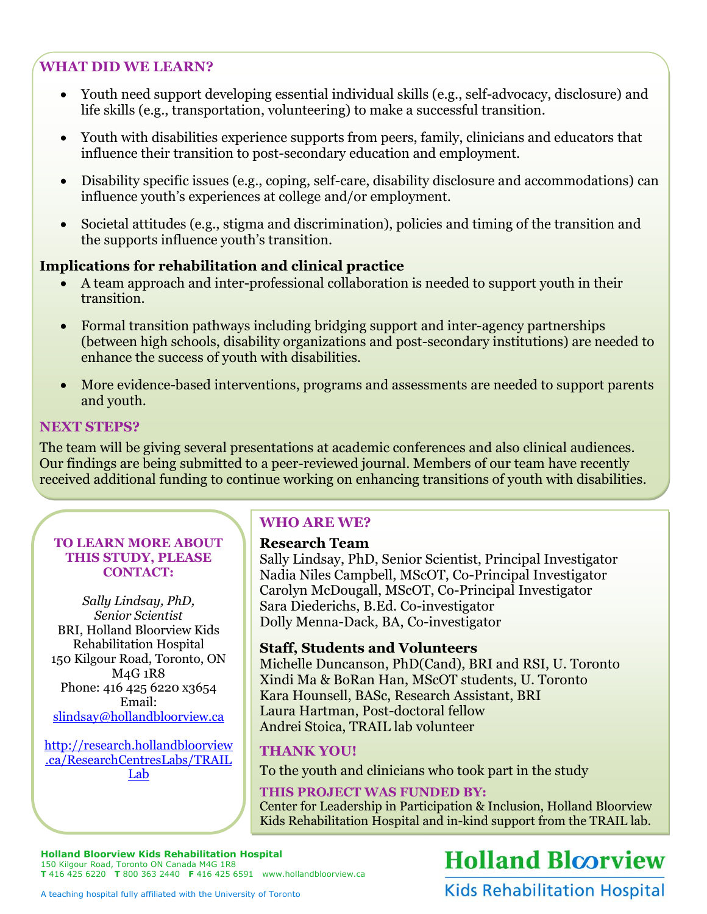## WHAT DID WE LEARN?

- Youth need support developing essential individual skills (e.g., self-advocacy, disclosure) and life skills (e.g., transportation, volunteering) to make a successful transition.
- Youth with disabilities experience supports from peers, family, clinicians and educators that influence their transition to post-secondary education and employment.
- Disability specific issues (e.g., coping, self-care, disability disclosure and accommodations) can influence youth's experiences at college and/or employment.
- Societal attitudes (e.g., stigma and discrimination), policies and timing of the transition and the supports influence youth's transition.

**Implications for rehabilitation and clinical practice**

- A team approach and inter-professional collaboration is needed to support youth in their transition.
- Formal transition pathways including bridging support and inter-agency partnerships (between high schools, disability organizations and post-secondary institutions) are needed to enhance the success of youth with disabilities.
- More evidence-based interventions, programs and assessments are needed to support parents and youth.

## NEXT STEPS?

The team will be giving several presentations at academic conferences and also clinical audiences. Our findings are being submitted to a peer-reviewed journal. Members of our team have recently received additional funding to continue working on enhancing transitions of youth with disabilities.

### TO LEARN MORE ABOUT THIS STUDY, PLEASE CONTACT:

*Sally Lindsay, PhD,*
*Senior Scientist*
BRI, Holland Bloorview Kids Rehabilitation Hospital
150 Kilgour Road, Toronto, ON M4G 1R8
Phone: 416 425 6220 x3654
Email: slindsay@hollandbloorview.ca

http://research.hollandbloorview.ca/ResearchCentresLabs/TRAILLab

## WHO ARE WE?

**Research Team**
Sally Lindsay, PhD, Senior Scientist, Principal Investigator
Nadia Niles Campbell, MScOT, Co-Principal Investigator
Carolyn McDougall, MScOT, Co-Principal Investigator
Sara Diederichs, B.Ed. Co-investigator
Dolly Menna-Dack, BA, Co-investigator

**Staff, Students and Volunteers**
Michelle Duncanson, PhD(Cand), BRI and RSI, U. Toronto
Xindi Ma & BoRan Han, MScOT students, U. Toronto
Kara Hounsell, BASc, Research Assistant, BRI
Laura Hartman, Post-doctoral fellow
Andrei Stoica, TRAIL lab volunteer

## THANK YOU!

To the youth and clinicians who took part in the study

### THIS PROJECT WAS FUNDED BY:

Center for Leadership in Participation & Inclusion, Holland Bloorview Kids Rehabilitation Hospital and in-kind support from the TRAIL lab.

**Holland Bloorview Kids Rehabilitation Hospital**
150 Kilgour Road, Toronto ON Canada M4G 1R8
**T** 416 425 6220 **T** 800 363 2440 **F** 416 425 6591 www.hollandbloorview.ca

A teaching hospital fully affiliated with the University of Toronto

Holland Bloorview
Kids Rehabilitation Hospital